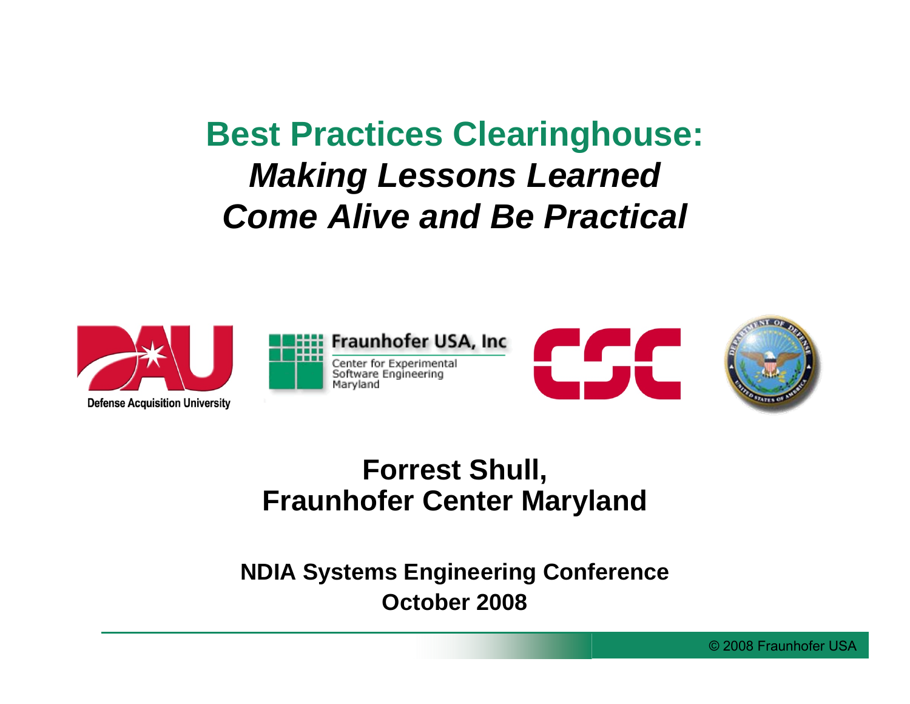# Best Practices Clearinghouse:

## *Making Lessons Learned Come Alive and Be Practical*

**Forrest Shull,**
**Fraunhofer Center Maryland**

**NDIA Systems Engineering Conference**
**October 2008**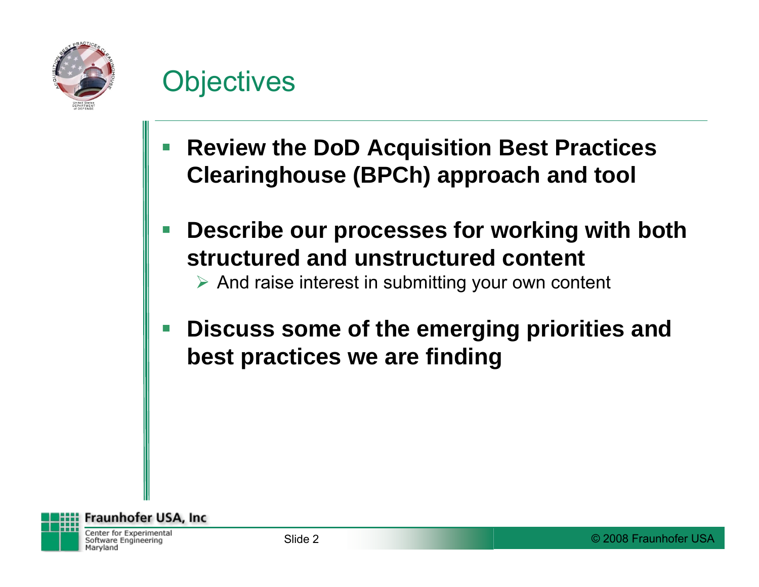# Objectives

- **Review the DoD Acquisition Best Practices Clearinghouse (BPCh) approach and tool**
- **Describe our processes for working with both structured and unstructured content**
  - And raise interest in submitting your own content
- **Discuss some of the emerging priorities and best practices we are finding**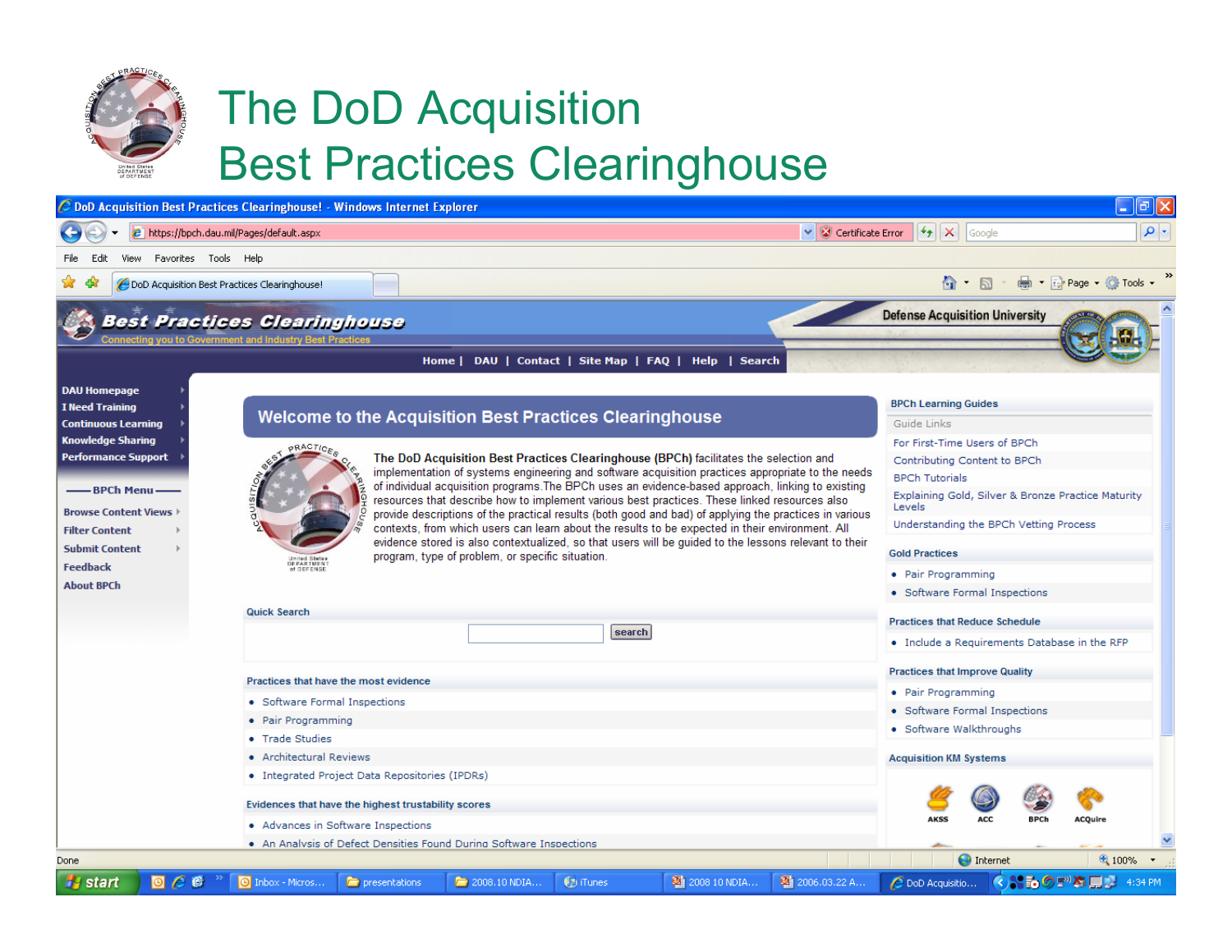# The DoD Acquisition Best Practices Clearinghouse

DoD Acquisition Best Practices Clearinghouse! - Windows Internet Explorer

https://bpch.dau.mil/Pages/default.aspx

**Best Practices Clearinghouse**

Connecting you to Government and Industry Best Practices

Defense Acquisition University

Home | DAU | Contact | Site Map | FAQ | Help | Search

- DAU Homepage
- I Need Training
- Continuous Learning
- Knowledge Sharing
- Performance Support

**BPCh Menu**

- Browse Content Views
- Filter Content
- Submit Content
- Feedback
- About BPCh

## Welcome to the Acquisition Best Practices Clearinghouse

**The DoD Acquisition Best Practices Clearinghouse (BPCh)** facilitates the selection and implementation of systems engineering and software acquisition practices appropriate to the needs of individual acquisition programs.The BPCh uses an evidence-based approach, linking to existing resources that describe how to implement various best practices. These linked resources also provide descriptions of the practical results (both good and bad) of applying the practices in various contexts, from which users can learn about the results to be expected in their environment. All evidence stored is also contextualized, so that users will be guided to the lessons relevant to their program, type of problem, or specific situation.

**Quick Search**

**Practices that have the most evidence**

- Software Formal Inspections
- Pair Programming
- Trade Studies
- Architectural Reviews
- Integrated Project Data Repositories (IPDRs)

**Evidences that have the highest trustability scores**

- Advances in Software Inspections
- An Analysis of Defect Densities Found During Software Inspections

**BPCh Learning Guides**

Guide Links

- For First-Time Users of BPCh
- Contributing Content to BPCh
- BPCh Tutorials
- Explaining Gold, Silver & Bronze Practice Maturity Levels
- Understanding the BPCh Vetting Process

**Gold Practices**

- Pair Programming
- Software Formal Inspections

**Practices that Reduce Schedule**

- Include a Requirements Database in the RFP

**Practices that Improve Quality**

- Pair Programming
- Software Formal Inspections
- Software Walkthroughs

**Acquisition KM Systems**

AKSS ACC BPCh ACQuire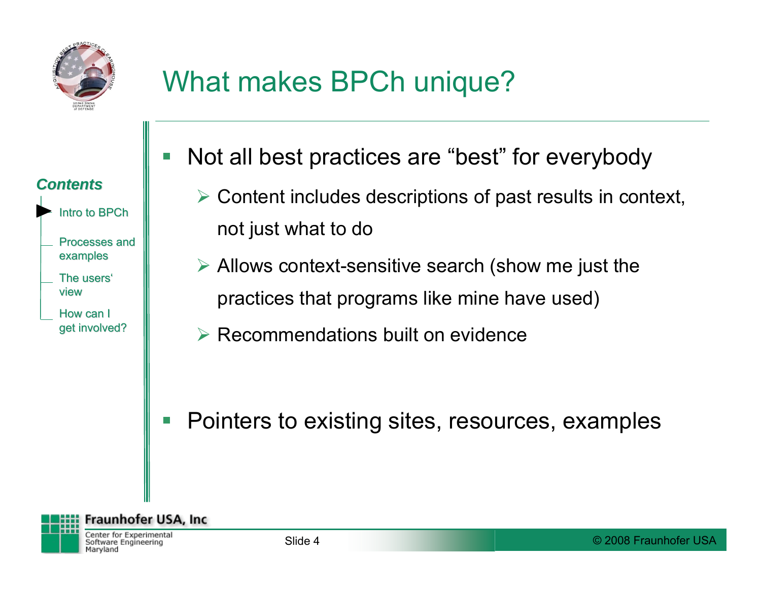# What makes BPCh unique?

***Contents***

- Intro to BPCh
- Processes and examples
- The users' view
- How can I get involved?

- Not all best practices are "best" for everybody
  - Content includes descriptions of past results in context, not just what to do
  - Allows context-sensitive search (show me just the practices that programs like mine have used)
  - Recommendations built on evidence

- Pointers to existing sites, resources, examples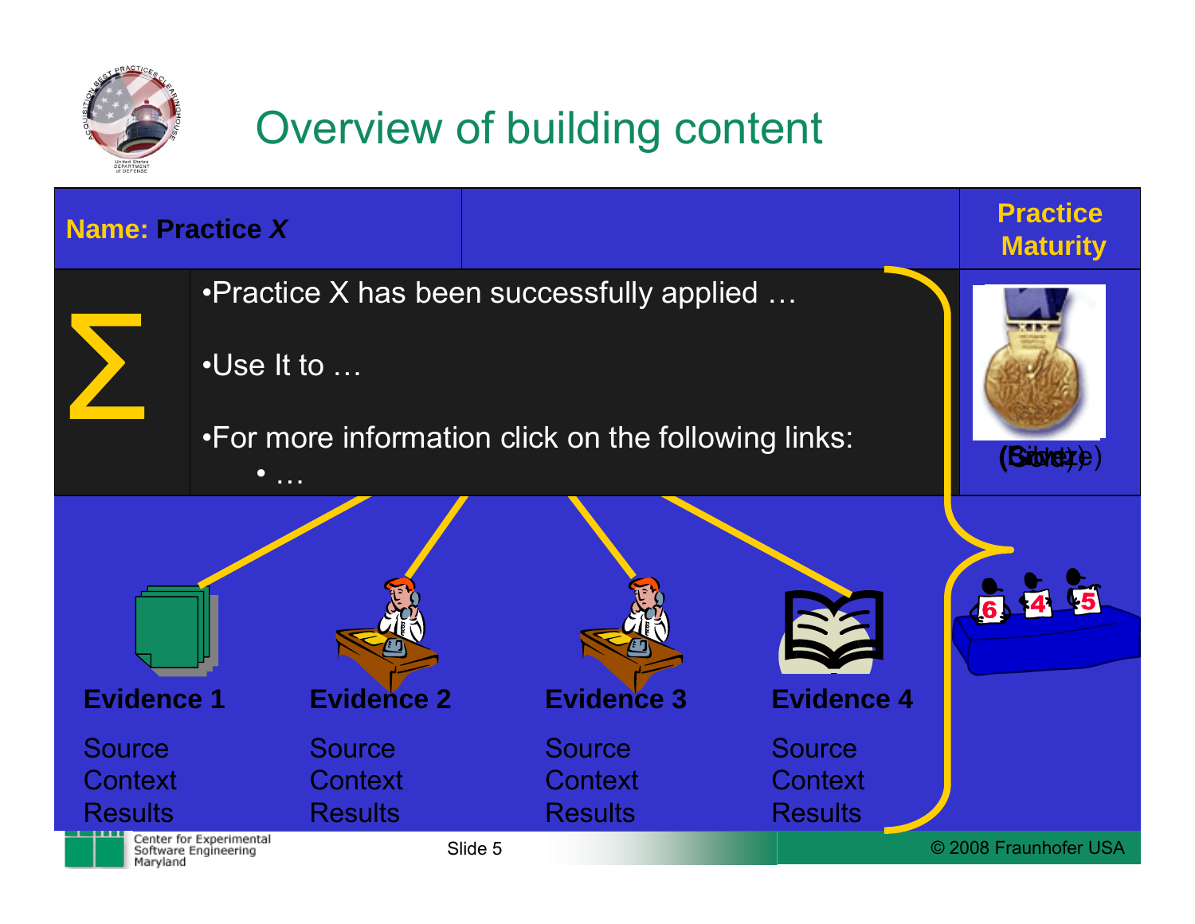# Overview of building content

**Name: Practice *X***

**Practice Maturity**

∑

- Practice X has been successfully applied …
- Use It to …
- For more information click on the following links:
  - …

(Bronze) (Silver) (Gold)

6 4 5

| Evidence 1 | Evidence 2 | Evidence 3 | Evidence 4 |
|---|---|---|---|
| Source | Source | Source | Source |
| Context | Context | Context | Context |
| Results | Results | Results | Results |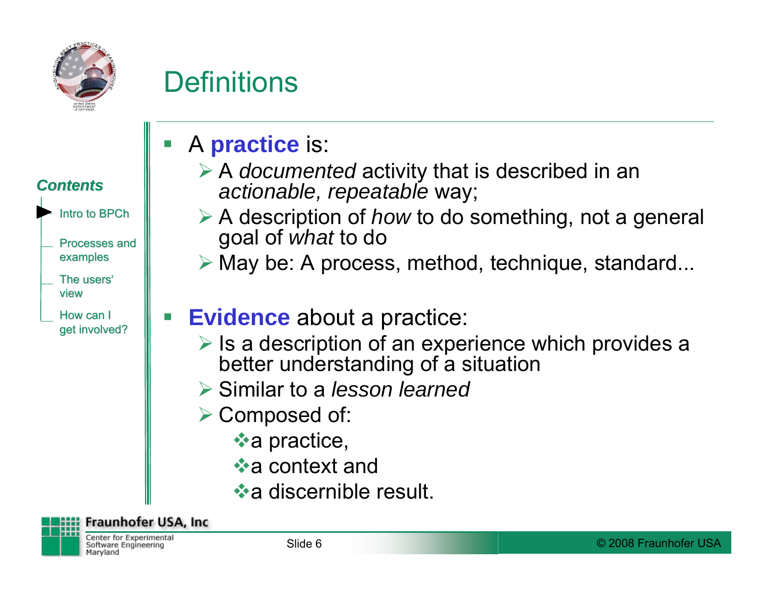# Definitions

*Contents*

- Intro to BPCh
- Processes and examples
- The users' view
- How can I get involved?

- A **practice** is:
  - A *documented* activity that is described in an *actionable, repeatable* way;
  - A description of *how* to do something, not a general goal of *what* to do
  - May be: A process, method, technique, standard...

- **Evidence** about a practice:
  - Is a description of an experience which provides a better understanding of a situation
  - Similar to a *lesson learned*
  - Composed of:
    - a practice,
    - a context and
    - a discernible result.

Fraunhofer USA, Inc
Center for Experimental Software Engineering Maryland

© 2008 Fraunhofer USA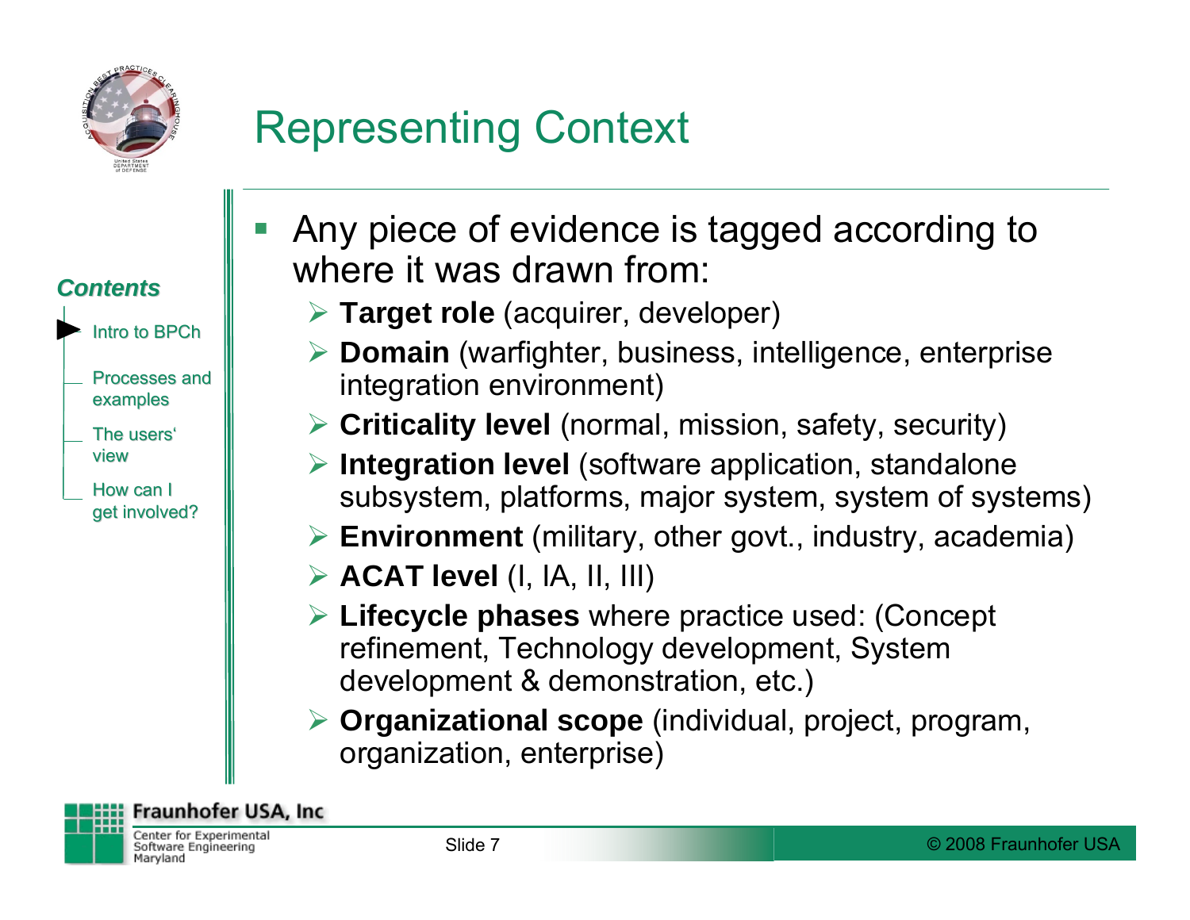# Representing Context

*Contents*

- Intro to BPCh
- Processes and examples
- The users' view
- How can I get involved?

- Any piece of evidence is tagged according to where it was drawn from:
  - **Target role** (acquirer, developer)
  - **Domain** (warfighter, business, intelligence, enterprise integration environment)
  - **Criticality level** (normal, mission, safety, security)
  - **Integration level** (software application, standalone subsystem, platforms, major system, system of systems)
  - **Environment** (military, other govt., industry, academia)
  - **ACAT level** (I, IA, II, III)
  - **Lifecycle phases** where practice used: (Concept refinement, Technology development, System development & demonstration, etc.)
  - **Organizational scope** (individual, project, program, organization, enterprise)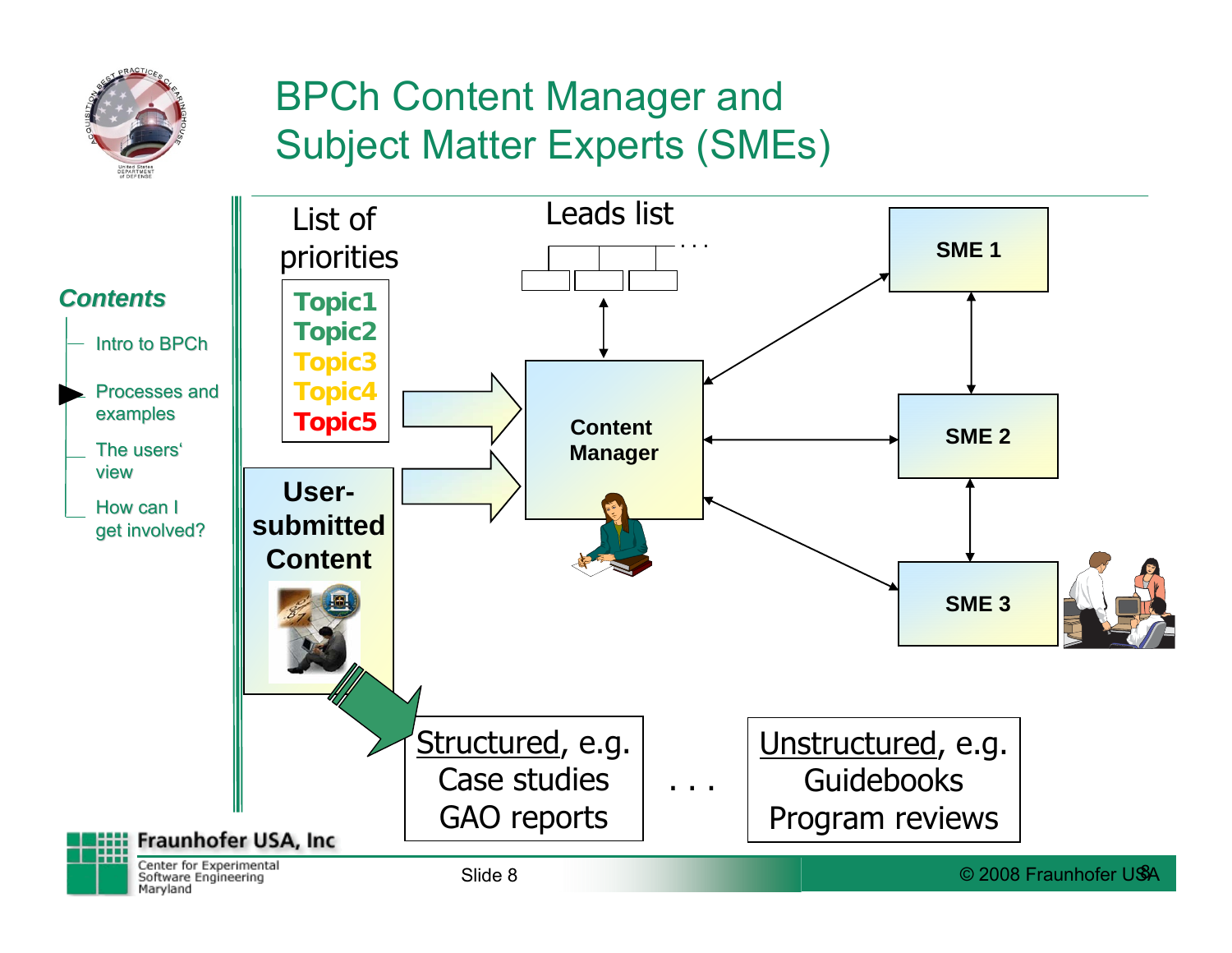# BPCh Content Manager and Subject Matter Experts (SMEs)

***Contents***

- Intro to BPCh
- Processes and examples
- The users' view
- How can I get involved?

List of priorities

- Topic1
- Topic2
- Topic3
- Topic4
- Topic5

Leads list . . .

User-submitted Content

Content Manager

SME 1

SME 2

SME 3

Structured, e.g.
Case studies
GAO reports

. . .

Unstructured, e.g.
Guidebooks
Program reviews

Fraunhofer USA, Inc
Center for Experimental Software Engineering Maryland

© 2008 Fraunhofer USA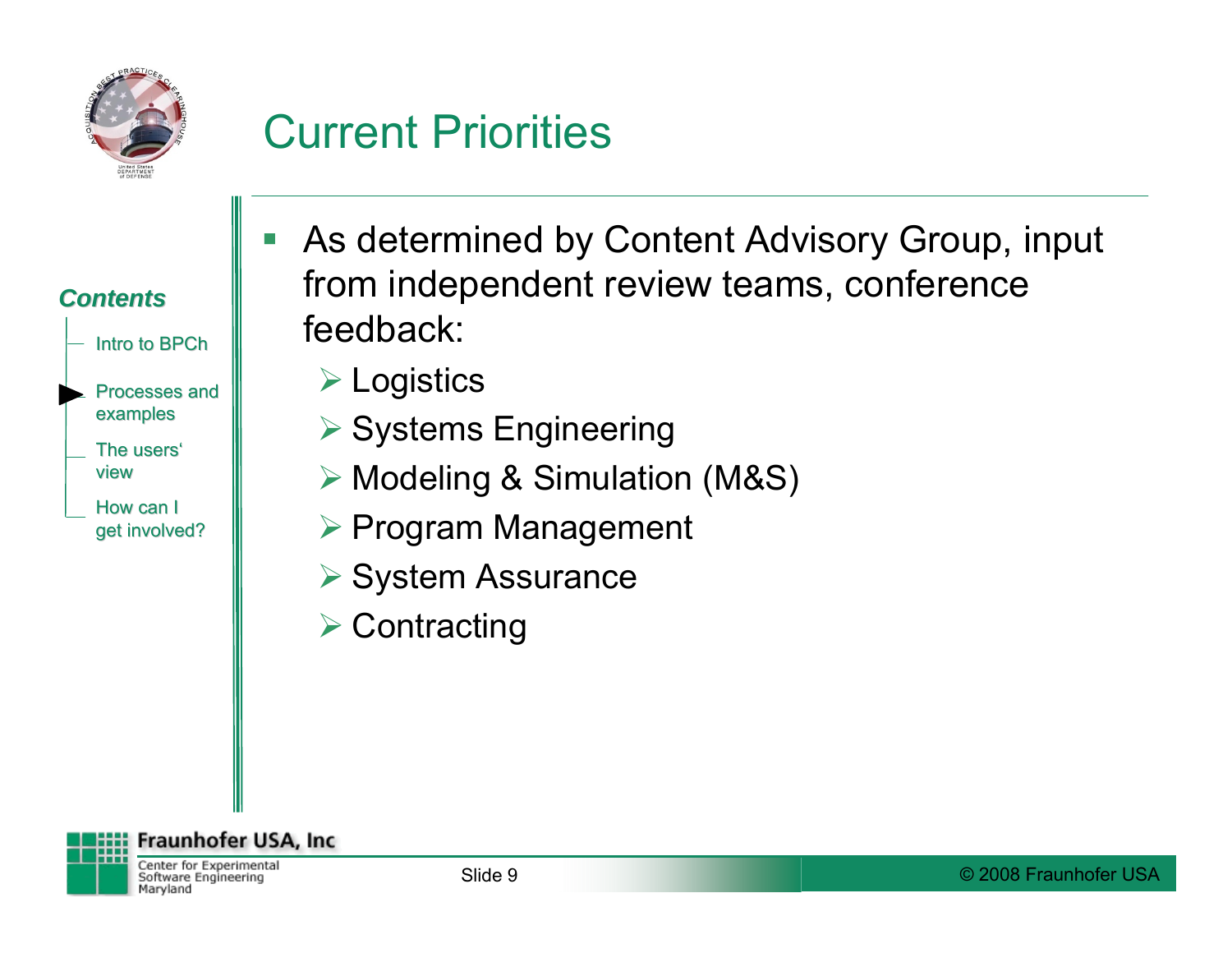# Current Priorities

*Contents*

- Intro to BPCh
- Processes and examples
- The users' view
- How can I get involved?

- As determined by Content Advisory Group, input from independent review teams, conference feedback:
  - Logistics
  - Systems Engineering
  - Modeling & Simulation (M&S)
  - Program Management
  - System Assurance
  - Contracting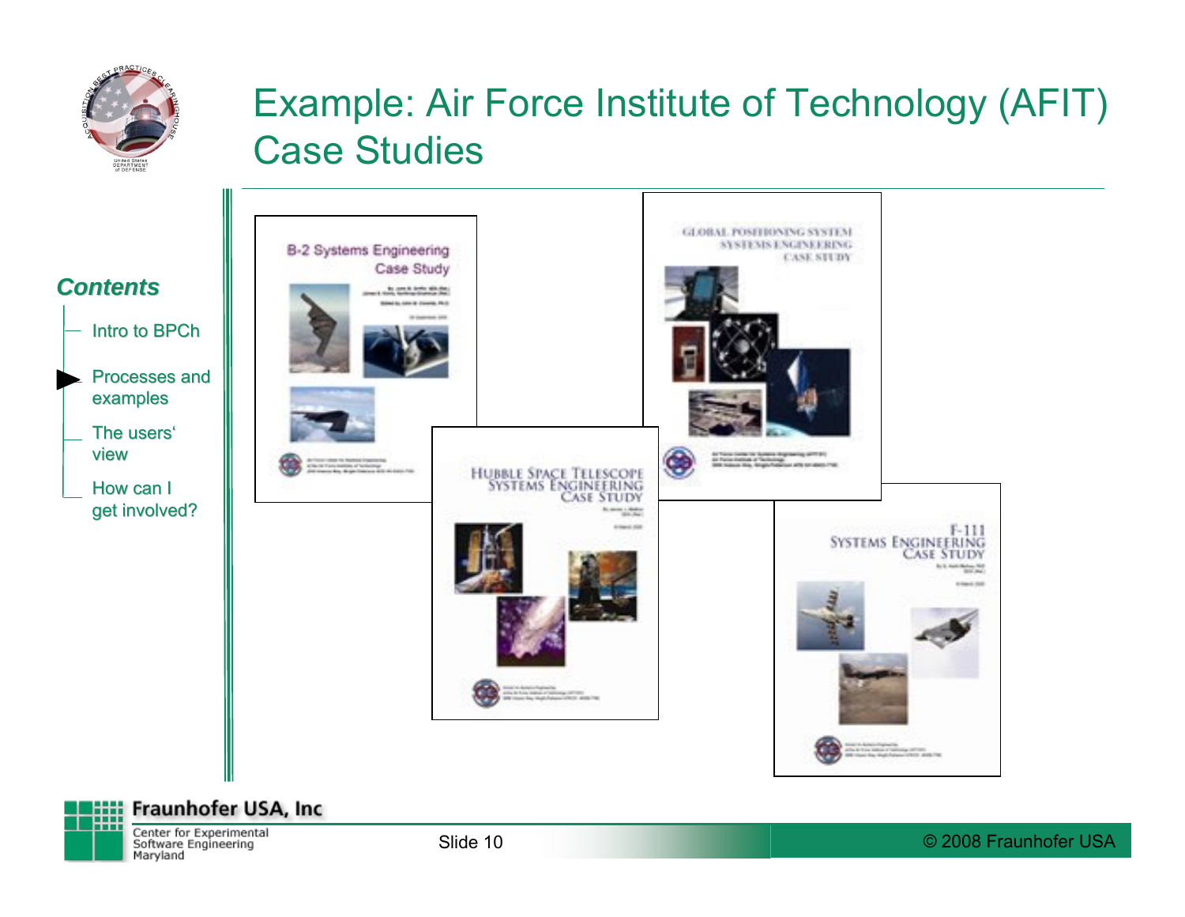# Example: Air Force Institute of Technology (AFIT) Case Studies

***Contents***

- Intro to BPCh
- Processes and examples
- The users' view
- How can I get involved?

B-2 Systems Engineering Case Study

Global Positioning System Systems Engineering Case Study

Hubble Space Telescope Systems Engineering Case Study

F-111 Systems Engineering Case Study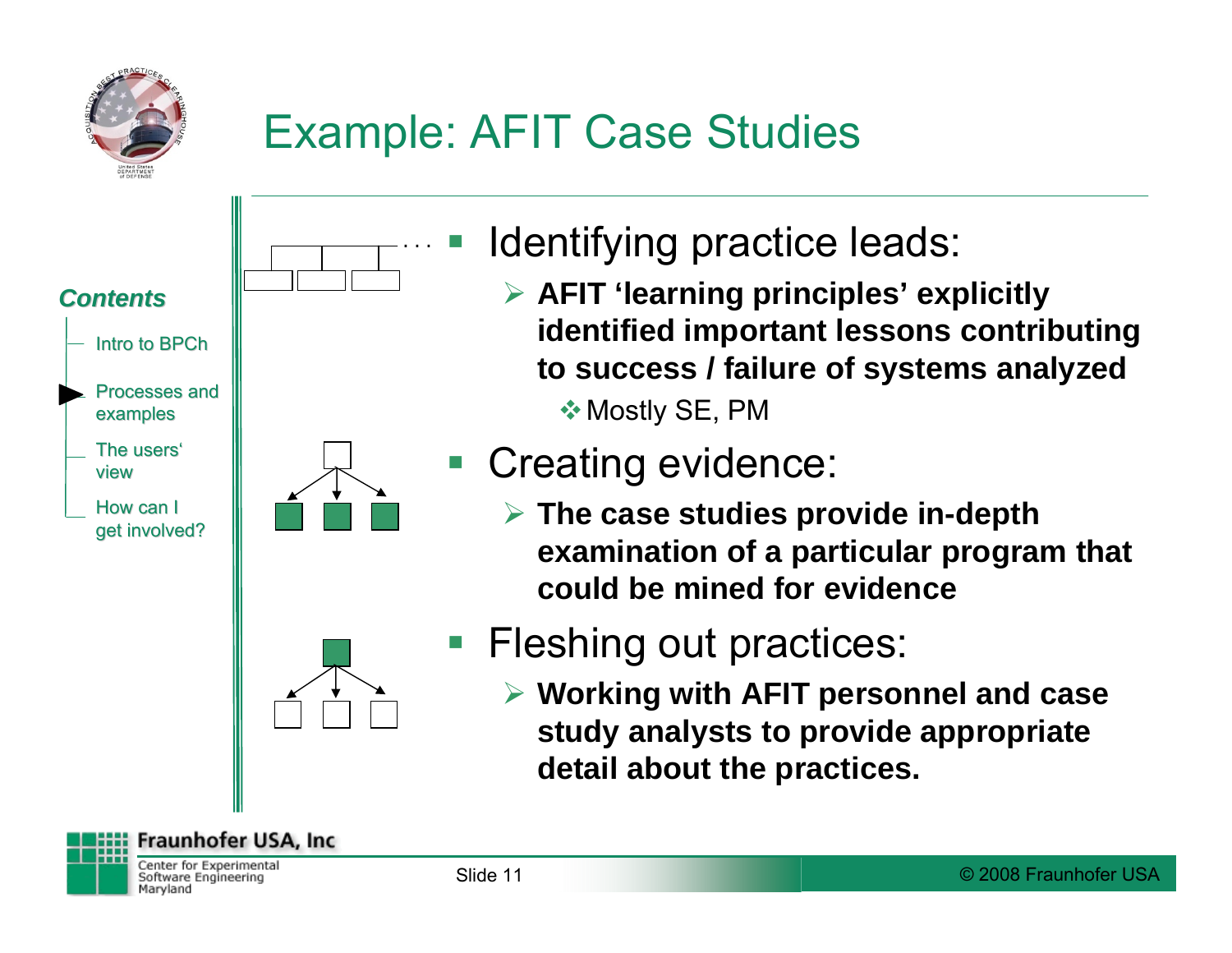# Example: AFIT Case Studies

*Contents*

- Intro to BPCh
- Processes and examples
- The users' view
- How can I get involved?

- Identifying practice leads:
  - **AFIT 'learning principles' explicitly identified important lessons contributing to success / failure of systems analyzed**
    - Mostly SE, PM
- Creating evidence:
  - **The case studies provide in-depth examination of a particular program that could be mined for evidence**
- Fleshing out practices:
  - **Working with AFIT personnel and case study analysts to provide appropriate detail about the practices.**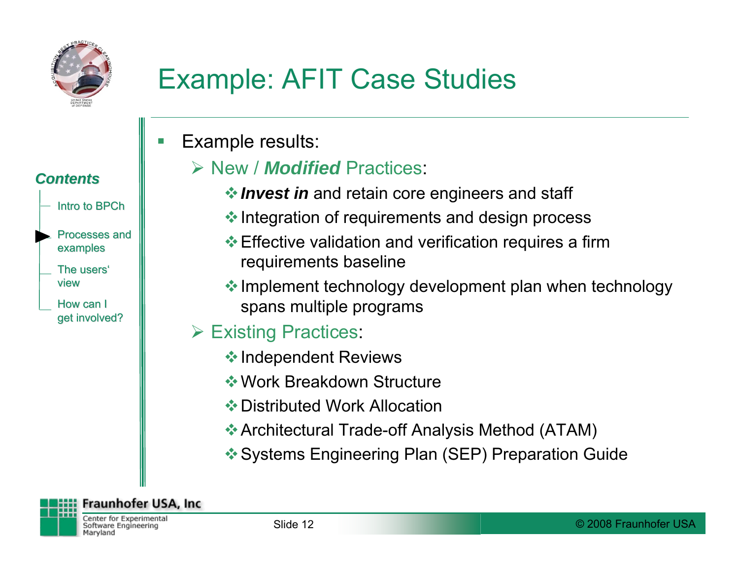# Example: AFIT Case Studies

*Contents*

- Intro to BPCh
- Processes and examples
- The users' view
- How can I get involved?

- Example results:
  - New / ***Modified*** Practices:
    - ***Invest in*** and retain core engineers and staff
    - Integration of requirements and design process
    - Effective validation and verification requires a firm requirements baseline
    - Implement technology development plan when technology spans multiple programs
  - Existing Practices:
    - Independent Reviews
    - Work Breakdown Structure
    - Distributed Work Allocation
    - Architectural Trade-off Analysis Method (ATAM)
    - Systems Engineering Plan (SEP) Preparation Guide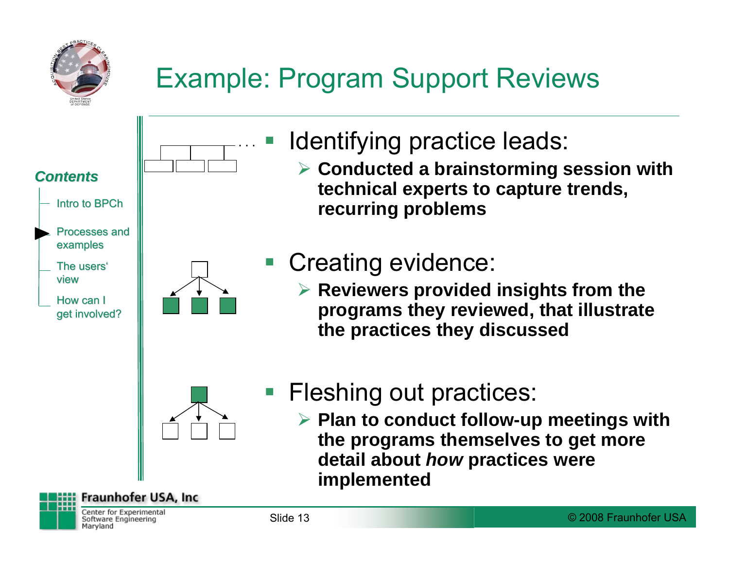# Example: Program Support Reviews

*Contents*

- Intro to BPCh
- Processes and examples
- The users' view
- How can I get involved?

- Identifying practice leads:
  - **Conducted a brainstorming session with technical experts to capture trends, recurring problems**
- Creating evidence:
  - **Reviewers provided insights from the programs they reviewed, that illustrate the practices they discussed**
- Fleshing out practices:
  - **Plan to conduct follow-up meetings with the programs themselves to get more detail about *how* practices were implemented**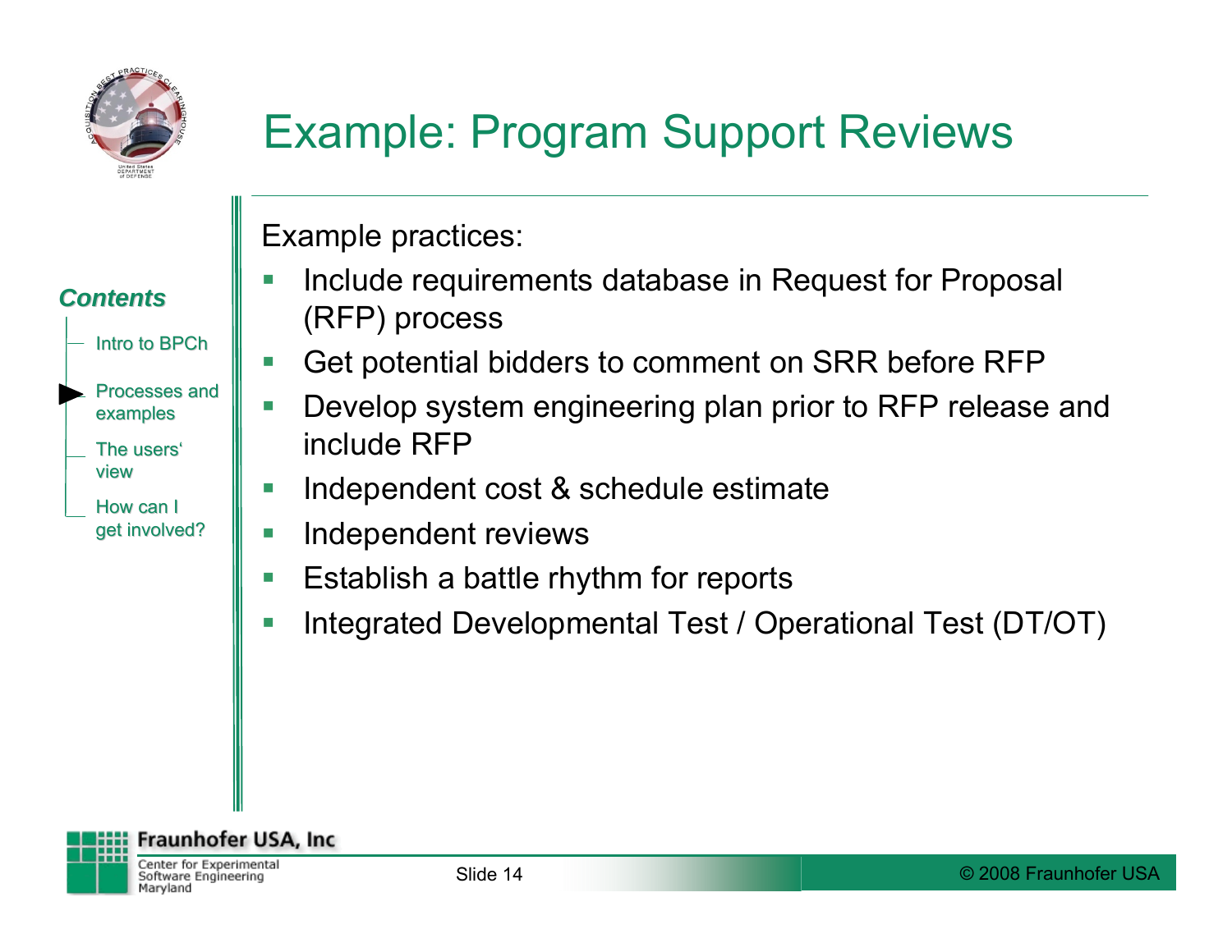# Example: Program Support Reviews

***Contents***

- Intro to BPCh
- Processes and examples
- The users' view
- How can I get involved?

Example practices:

- Include requirements database in Request for Proposal (RFP) process
- Get potential bidders to comment on SRR before RFP
- Develop system engineering plan prior to RFP release and include RFP
- Independent cost & schedule estimate
- Independent reviews
- Establish a battle rhythm for reports
- Integrated Developmental Test / Operational Test (DT/OT)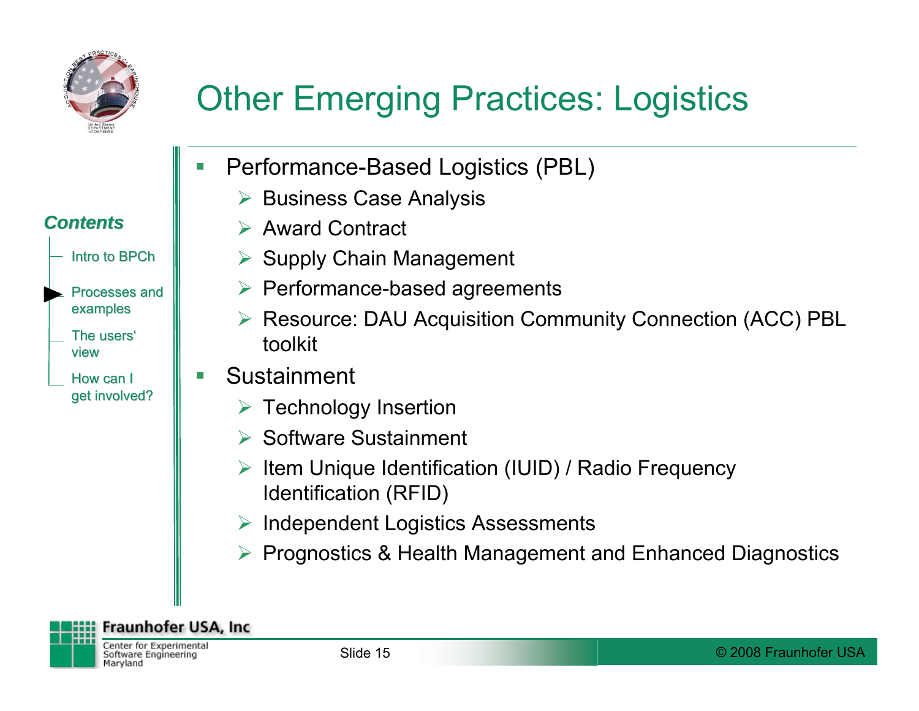# Other Emerging Practices: Logistics

*Contents*

- Intro to BPCh
- Processes and examples
- The users' view
- How can I get involved?

- Performance-Based Logistics (PBL)
  - Business Case Analysis
  - Award Contract
  - Supply Chain Management
  - Performance-based agreements
  - Resource: DAU Acquisition Community Connection (ACC) PBL toolkit
- Sustainment
  - Technology Insertion
  - Software Sustainment
  - Item Unique Identification (IUID) / Radio Frequency Identification (RFID)
  - Independent Logistics Assessments
  - Prognostics & Health Management and Enhanced Diagnostics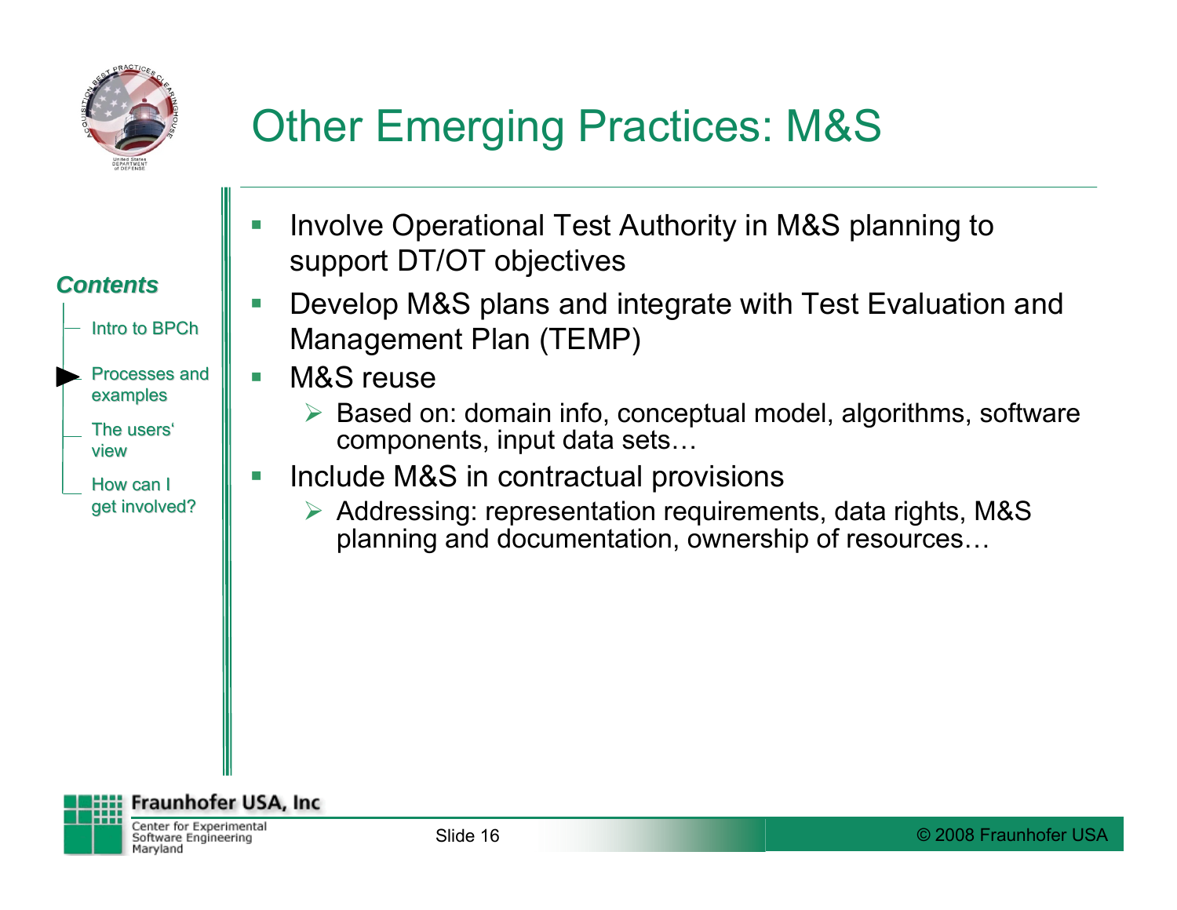# Other Emerging Practices: M&S

*Contents*

- Intro to BPCh
- Processes and examples
- The users' view
- How can I get involved?

- Involve Operational Test Authority in M&S planning to support DT/OT objectives
- Develop M&S plans and integrate with Test Evaluation and Management Plan (TEMP)
- M&S reuse
  - Based on: domain info, conceptual model, algorithms, software components, input data sets…
- Include M&S in contractual provisions
  - Addressing: representation requirements, data rights, M&S planning and documentation, ownership of resources…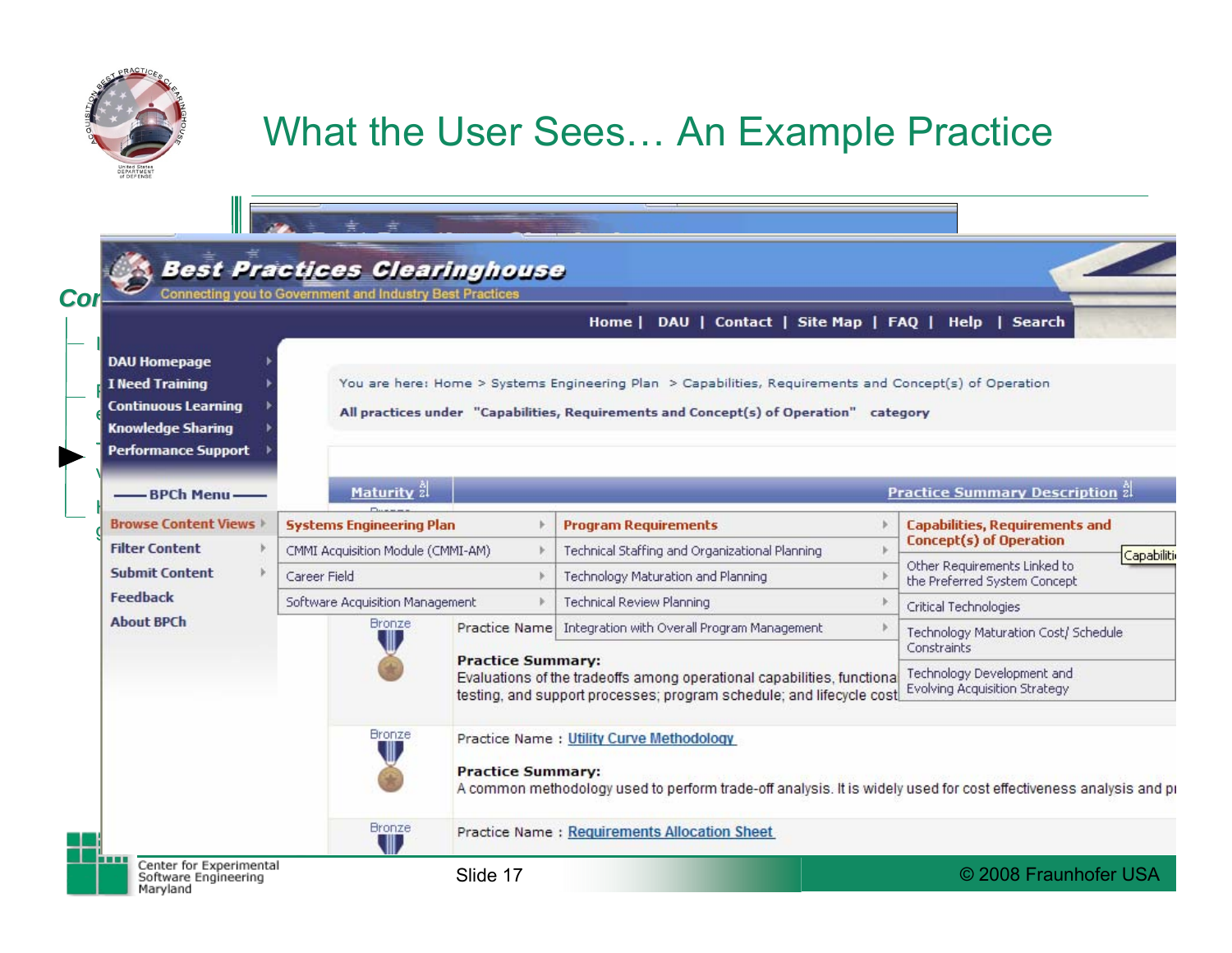# What the User Sees… An Example Practice

**Best Practices Clearinghouse**

Connecting you to Government and Industry Best Practices

Home | DAU | Contact | Site Map | FAQ | Help | Search

- DAU Homepage
- I Need Training
- Continuous Learning
- Knowledge Sharing
- Performance Support

BPCh Menu

- Browse Content Views
- Filter Content
- Submit Content
- Feedback
- About BPCh

You are here: Home > Systems Engineering Plan > Capabilities, Requirements and Concept(s) of Operation

All practices under "Capabilities, Requirements and Concept(s) of Operation" category

| Maturity | Practice Summary Description |
|---|---|
| Bronze | Practice Name Integration with Overall Program Management<br><br>**Practice Summary:**<br>Evaluations of the tradeoffs among operational capabilities, functiona… testing, and support processes; program schedule; and lifecycle cost… |
| Bronze | Practice Name : Utility Curve Methodology<br><br>**Practice Summary:**<br>A common methodology used to perform trade-off analysis. It is widely used for cost effectiveness analysis and p… |
| Bronze | Practice Name : Requirements Allocation Sheet |

| Systems Engineering Plan | Program Requirements | Capabilities, Requirements and Concept(s) of Operation |
|---|---|---|
| CMMI Acquisition Module (CMMI-AM) | Technical Staffing and Organizational Planning | Other Requirements Linked to the Preferred System Concept |
| Career Field | Technology Maturation and Planning | Critical Technologies |
| Software Acquisition Management | Technical Review Planning | Technology Maturation Cost/ Schedule Constraints |
| | Integration with Overall Program Management | Technology Development and Evolving Acquisition Strategy |

Center for Experimental Software Engineering Maryland

© 2008 Fraunhofer USA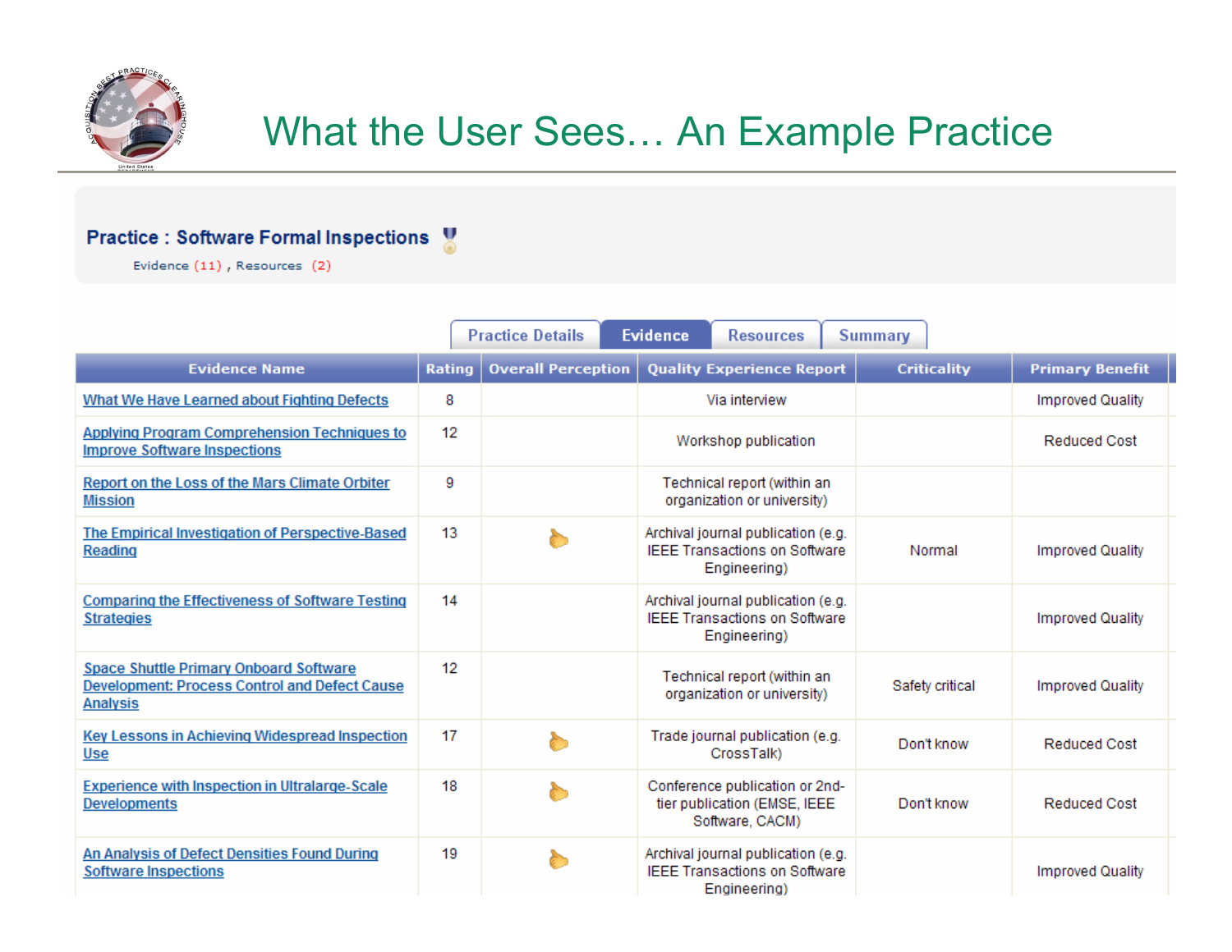# What the User Sees… An Example Practice

## Practice : Software Formal Inspections

Evidence (11) , Resources (2)

Practice Details | Evidence | Resources | Summary

| Evidence Name | Rating | Overall Perception | Quality Experience Report | Criticality | Primary Benefit |
|---|---|---|---|---|---|
| What We Have Learned about Fighting Defects | 8 | | Via interview | | Improved Quality |
| Applying Program Comprehension Techniques to Improve Software Inspections | 12 | | Workshop publication | | Reduced Cost |
| Report on the Loss of the Mars Climate Orbiter Mission | 9 | | Technical report (within an organization or university) | | |
| The Empirical Investigation of Perspective-Based Reading | 13 | 👍 | Archival journal publication (e.g. IEEE Transactions on Software Engineering) | Normal | Improved Quality |
| Comparing the Effectiveness of Software Testing Strategies | 14 | | Archival journal publication (e.g. IEEE Transactions on Software Engineering) | | Improved Quality |
| Space Shuttle Primary Onboard Software Development: Process Control and Defect Cause Analysis | 12 | | Technical report (within an organization or university) | Safety critical | Improved Quality |
| Key Lessons in Achieving Widespread Inspection Use | 17 | 👍 | Trade journal publication (e.g. CrossTalk) | Don't know | Reduced Cost |
| Experience with Inspection in Ultralarge-Scale Developments | 18 | 👍 | Conference publication or 2nd-tier publication (EMSE, IEEE Software, CACM) | Don't know | Reduced Cost |
| An Analysis of Defect Densities Found During Software Inspections | 19 | 👍 | Archival journal publication (e.g. IEEE Transactions on Software Engineering) | | Improved Quality |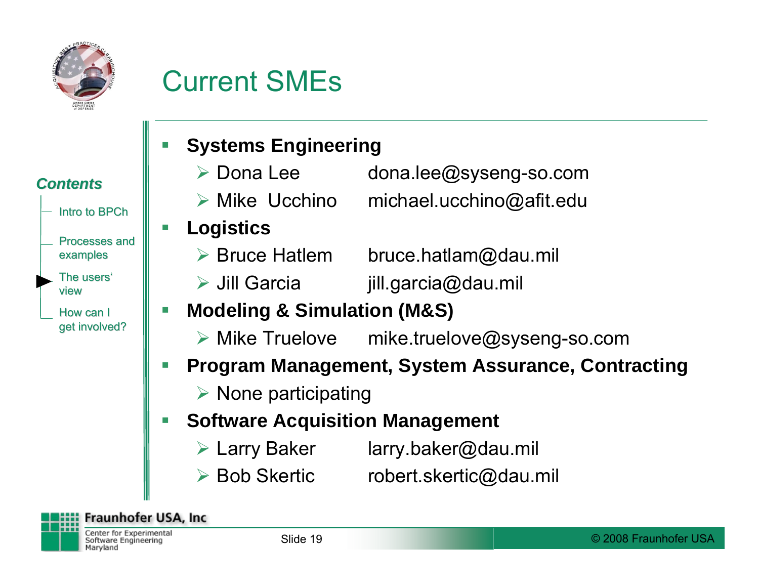# Current SMEs

*Contents*

- Intro to BPCh
- Processes and examples
- The users' view
- How can I get involved?

- **Systems Engineering**
  - Dona Lee dona.lee@syseng-so.com
  - Mike Ucchino michael.ucchino@afit.edu
- **Logistics**
  - Bruce Hatlem bruce.hatlam@dau.mil
  - Jill Garcia jill.garcia@dau.mil
- **Modeling & Simulation (M&S)**
  - Mike Truelove mike.truelove@syseng-so.com
- **Program Management, System Assurance, Contracting**
  - None participating
- **Software Acquisition Management**
  - Larry Baker larry.baker@dau.mil
  - Bob Skertic robert.skertic@dau.mil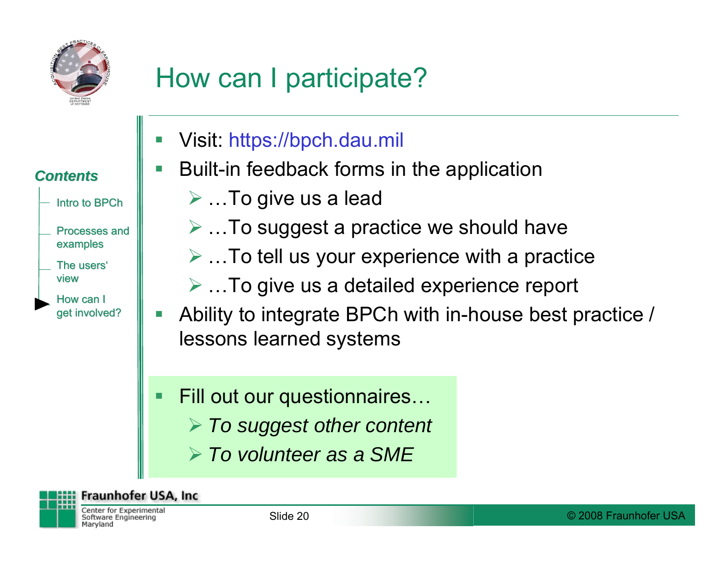# How can I participate?

**Contents**

- Intro to BPCh
- Processes and examples
- The users' view
- How can I get involved?

- Visit: https://bpch.dau.mil
- Built-in feedback forms in the application
  - …To give us a lead
  - …To suggest a practice we should have
  - …To tell us your experience with a practice
  - …To give us a detailed experience report
- Ability to integrate BPCh with in-house best practice / lessons learned systems

- Fill out our questionnaires…
  - *To suggest other content*
  - *To volunteer as a SME*

Fraunhofer USA, Inc
Center for Experimental Software Engineering Maryland

© 2008 Fraunhofer USA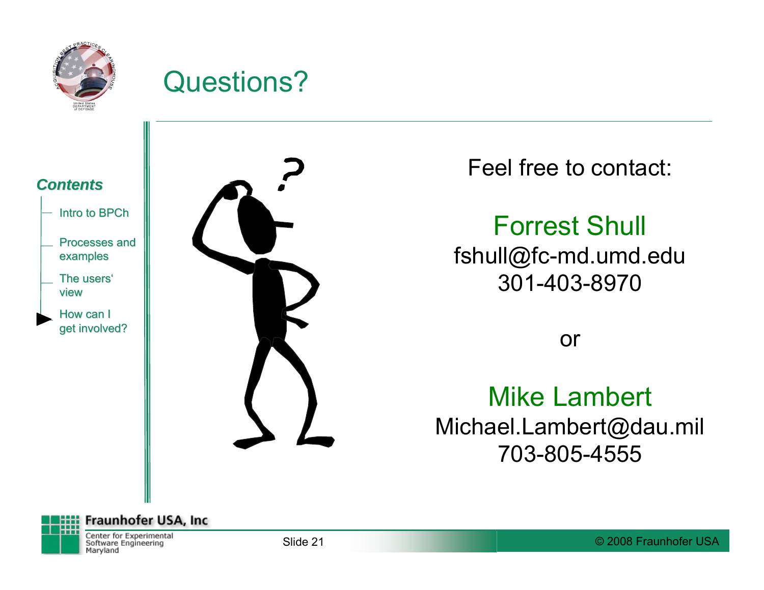# Questions?

*Contents*

- Intro to BPCh
- Processes and examples
- The users' view
- How can I get involved?

Feel free to contact:

**Forrest Shull**
fshull@fc-md.umd.edu
301-403-8970

or

**Mike Lambert**
Michael.Lambert@dau.mil
703-805-4555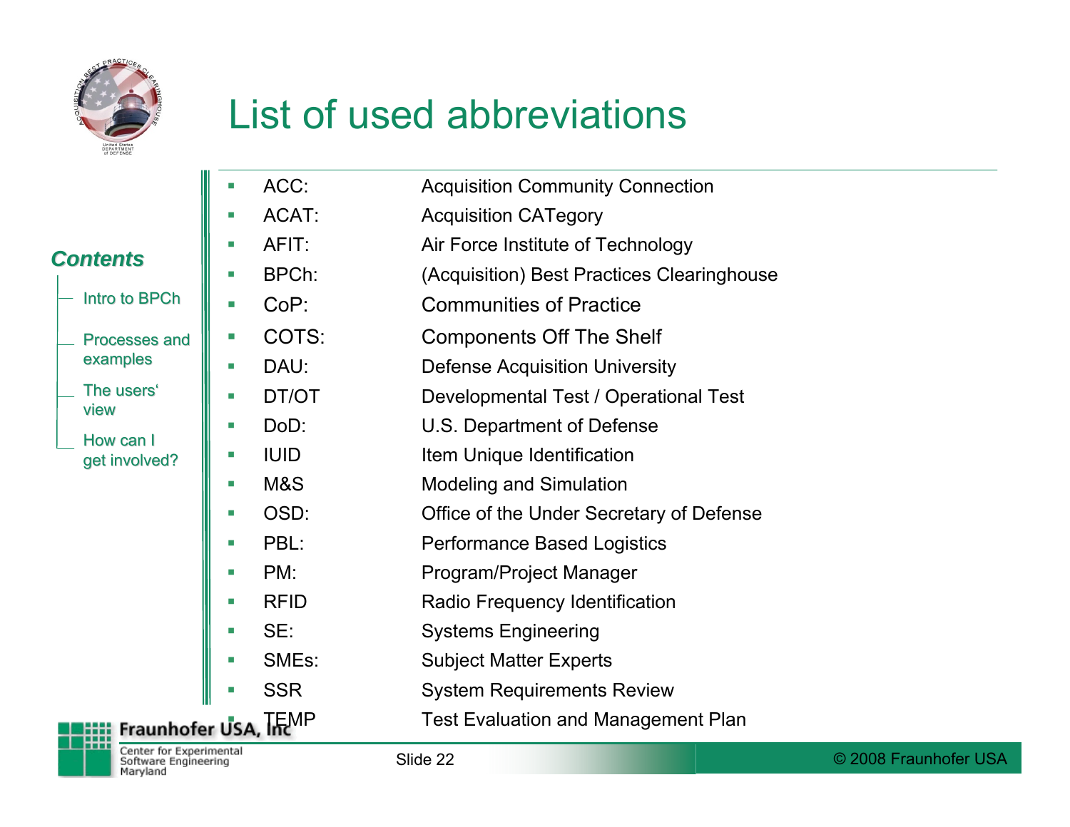# List of used abbreviations

*Contents*

- Intro to BPCh
- Processes and examples
- The users' view
- How can I get involved?

- ACC: Acquisition Community Connection
- ACAT: Acquisition CATegory
- AFIT: Air Force Institute of Technology
- BPCh: (Acquisition) Best Practices Clearinghouse
- CoP: Communities of Practice
- COTS: Components Off The Shelf
- DAU: Defense Acquisition University
- DT/OT Developmental Test / Operational Test
- DoD: U.S. Department of Defense
- IUID Item Unique Identification
- M&S Modeling and Simulation
- OSD: Office of the Under Secretary of Defense
- PBL: Performance Based Logistics
- PM: Program/Project Manager
- RFID Radio Frequency Identification
- SE: Systems Engineering
- SMEs: Subject Matter Experts
- SSR System Requirements Review
- TEMP Test Evaluation and Management Plan